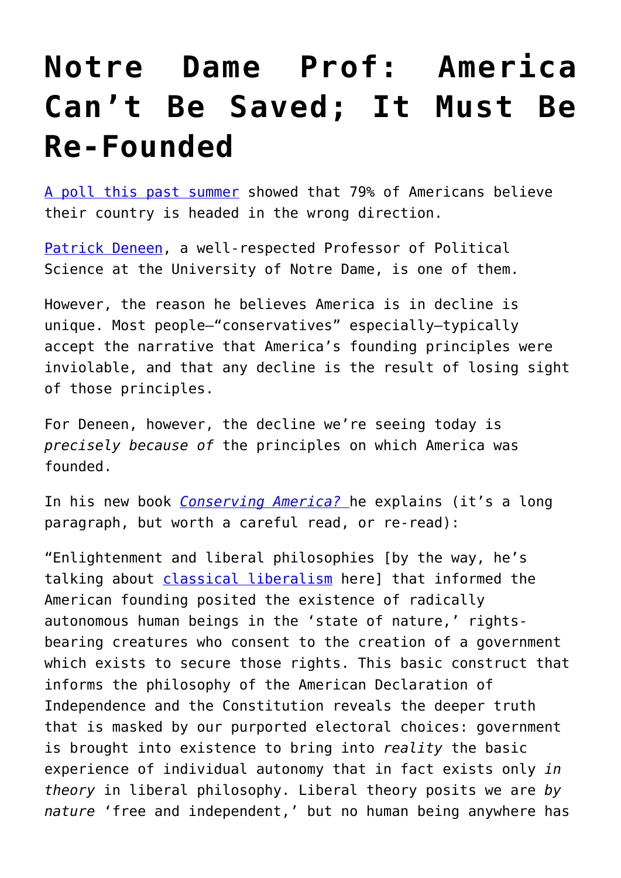# Notre Dame Prof: America Can't Be Saved; It Must Be Re-Founded

A poll this past summer showed that 79% of Americans believe their country is headed in the wrong direction.

Patrick Deneen, a well-respected Professor of Political Science at the University of Notre Dame, is one of them.

However, the reason he believes America is in decline is unique. Most people—"conservatives" especially—typically accept the narrative that America's founding principles were inviolable, and that any decline is the result of losing sight of those principles.

For Deneen, however, the decline we're seeing today is *precisely because of* the principles on which America was founded.

In his new book *Conserving America?* he explains (it's a long paragraph, but worth a careful read, or re-read):

"Enlightenment and liberal philosophies [by the way, he's talking about classical liberalism here] that informed the American founding posited the existence of radically autonomous human beings in the 'state of nature,' rights-bearing creatures who consent to the creation of a government which exists to secure those rights. This basic construct that informs the philosophy of the American Declaration of Independence and the Constitution reveals the deeper truth that is masked by our purported electoral choices: government is brought into existence to bring into *reality* the basic experience of individual autonomy that in fact exists only *in theory* in liberal philosophy. Liberal theory posits we are *by nature* 'free and independent,' but no human being anywhere has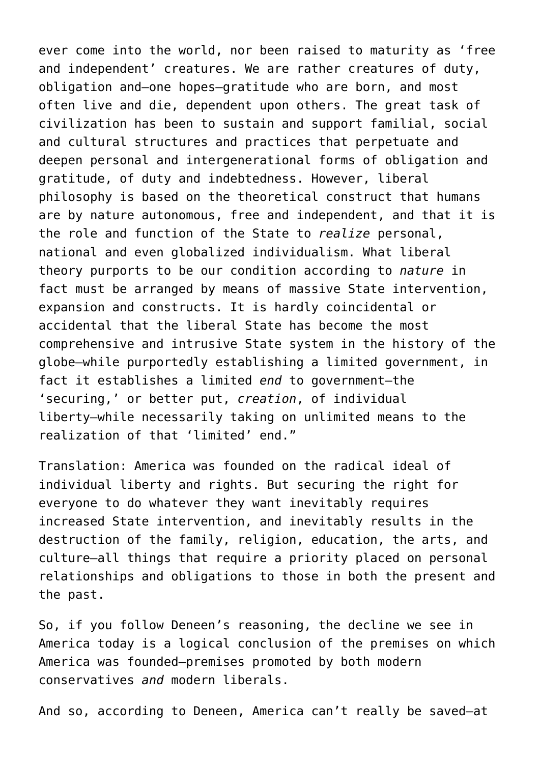ever come into the world, nor been raised to maturity as 'free and independent' creatures. We are rather creatures of duty, obligation and—one hopes—gratitude who are born, and most often live and die, dependent upon others. The great task of civilization has been to sustain and support familial, social and cultural structures and practices that perpetuate and deepen personal and intergenerational forms of obligation and gratitude, of duty and indebtedness. However, liberal philosophy is based on the theoretical construct that humans are by nature autonomous, free and independent, and that it is the role and function of the State to *realize* personal, national and even globalized individualism. What liberal theory purports to be our condition according to *nature* in fact must be arranged by means of massive State intervention, expansion and constructs. It is hardly coincidental or accidental that the liberal State has become the most comprehensive and intrusive State system in the history of the globe—while purportedly establishing a limited government, in fact it establishes a limited *end* to government—the 'securing,' or better put, *creation*, of individual liberty—while necessarily taking on unlimited means to the realization of that 'limited' end."

Translation: America was founded on the radical ideal of individual liberty and rights. But securing the right for everyone to do whatever they want inevitably requires increased State intervention, and inevitably results in the destruction of the family, religion, education, the arts, and culture—all things that require a priority placed on personal relationships and obligations to those in both the present and the past.

So, if you follow Deneen's reasoning, the decline we see in America today is a logical conclusion of the premises on which America was founded—premises promoted by both modern conservatives *and* modern liberals.

And so, according to Deneen, America can't really be saved—at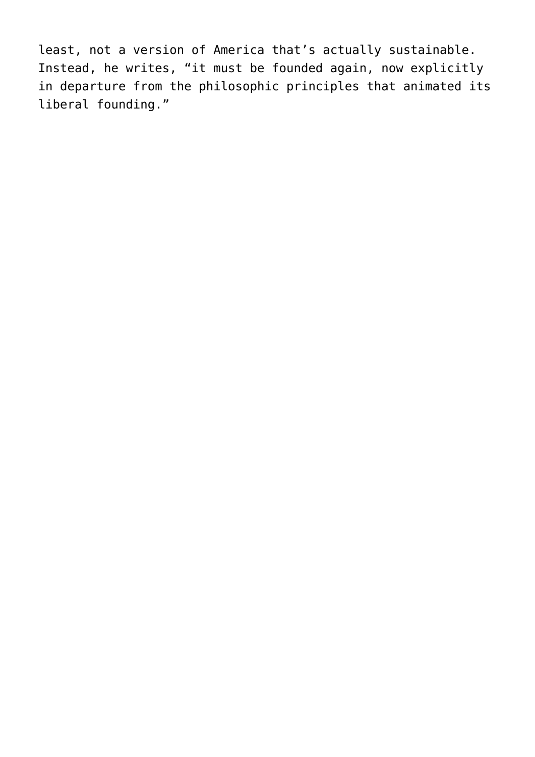least, not a version of America that’s actually sustainable. Instead, he writes, “it must be founded again, now explicitly in departure from the philosophic principles that animated its liberal founding.”